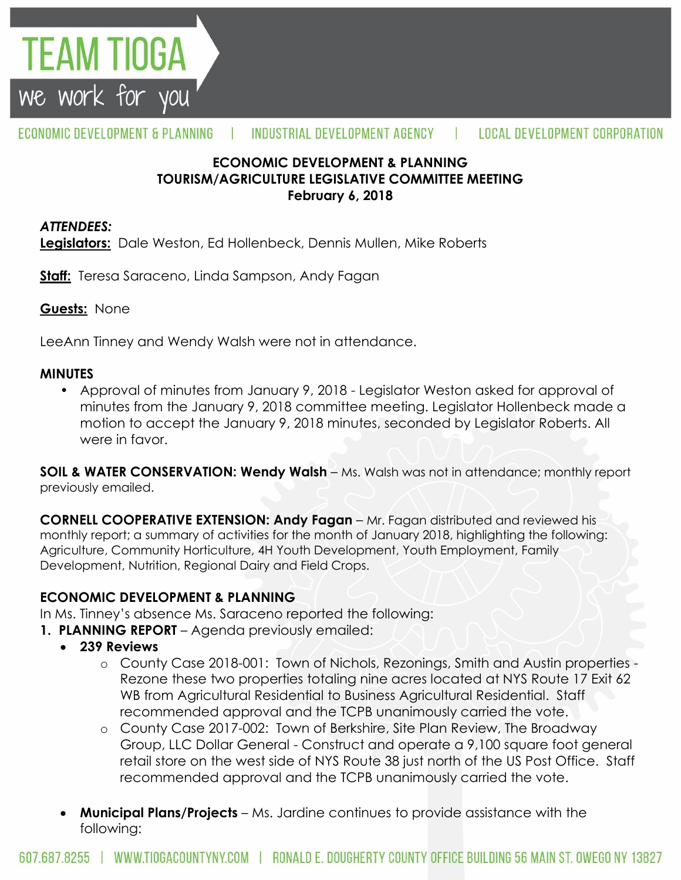**ECONOMIC DEVELOPMENT & PLANNING**
**TOURISM/AGRICULTURE LEGISLATIVE COMMITTEE MEETING**
**February 6, 2018**

***ATTENDEES:***

**Legislators:** Dale Weston, Ed Hollenbeck, Dennis Mullen, Mike Roberts

**Staff:** Teresa Saraceno, Linda Sampson, Andy Fagan

**Guests:** None

LeeAnn Tinney and Wendy Walsh were not in attendance.

**MINUTES**

- Approval of minutes from January 9, 2018 - Legislator Weston asked for approval of minutes from the January 9, 2018 committee meeting. Legislator Hollenbeck made a motion to accept the January 9, 2018 minutes, seconded by Legislator Roberts. All were in favor.

**SOIL & WATER CONSERVATION: Wendy Walsh** – Ms. Walsh was not in attendance; monthly report previously emailed.

**CORNELL COOPERATIVE EXTENSION: Andy Fagan** – Mr. Fagan distributed and reviewed his monthly report; a summary of activities for the month of January 2018, highlighting the following: Agriculture, Community Horticulture, 4H Youth Development, Youth Employment, Family Development, Nutrition, Regional Dairy and Field Crops.

**ECONOMIC DEVELOPMENT & PLANNING**

In Ms. Tinney's absence Ms. Saraceno reported the following:

1. **PLANNING REPORT** – Agenda previously emailed:
   - **239 Reviews**
     - County Case 2018-001: Town of Nichols, Rezonings, Smith and Austin properties - Rezone these two properties totaling nine acres located at NYS Route 17 Exit 62 WB from Agricultural Residential to Business Agricultural Residential. Staff recommended approval and the TCPB unanimously carried the vote.
     - County Case 2017-002: Town of Berkshire, Site Plan Review, The Broadway Group, LLC Dollar General - Construct and operate a 9,100 square foot general retail store on the west side of NYS Route 38 just north of the US Post Office. Staff recommended approval and the TCPB unanimously carried the vote.
   - **Municipal Plans/Projects** – Ms. Jardine continues to provide assistance with the following: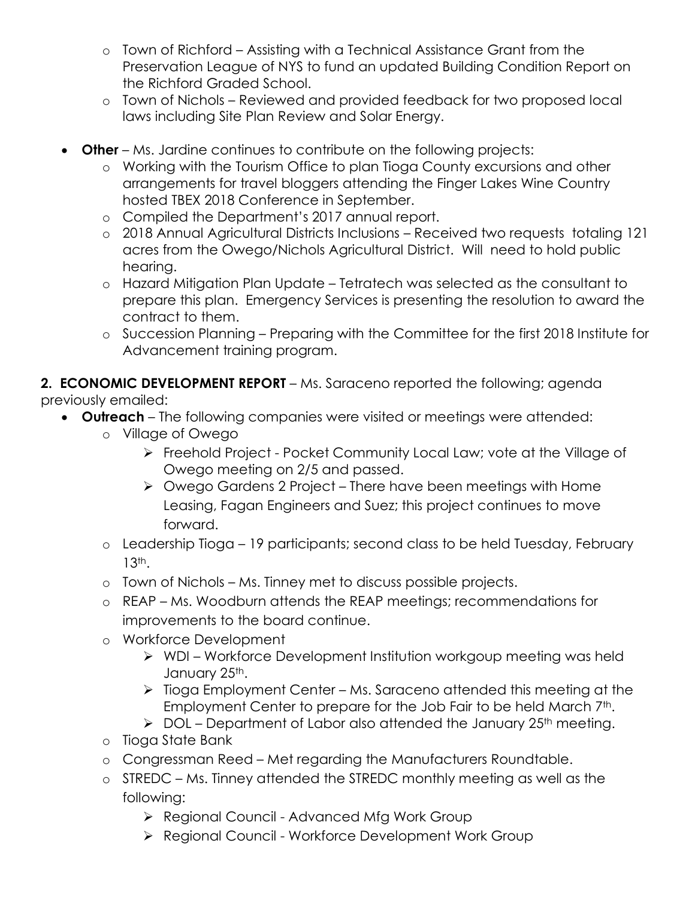- Town of Richford – Assisting with a Technical Assistance Grant from the Preservation League of NYS to fund an updated Building Condition Report on the Richford Graded School.
  - Town of Nichols – Reviewed and provided feedback for two proposed local laws including Site Plan Review and Solar Energy.

- **Other** – Ms. Jardine continues to contribute on the following projects:
  - Working with the Tourism Office to plan Tioga County excursions and other arrangements for travel bloggers attending the Finger Lakes Wine Country hosted TBEX 2018 Conference in September.
  - Compiled the Department's 2017 annual report.
  - 2018 Annual Agricultural Districts Inclusions – Received two requests totaling 121 acres from the Owego/Nichols Agricultural District. Will need to hold public hearing.
  - Hazard Mitigation Plan Update – Tetratech was selected as the consultant to prepare this plan. Emergency Services is presenting the resolution to award the contract to them.
  - Succession Planning – Preparing with the Committee for the first 2018 Institute for Advancement training program.

**2. ECONOMIC DEVELOPMENT REPORT** – Ms. Saraceno reported the following; agenda previously emailed:

- **Outreach** – The following companies were visited or meetings were attended:
  - Village of Owego
    - Freehold Project - Pocket Community Local Law; vote at the Village of Owego meeting on 2/5 and passed.
    - Owego Gardens 2 Project – There have been meetings with Home Leasing, Fagan Engineers and Suez; this project continues to move forward.
  - Leadership Tioga – 19 participants; second class to be held Tuesday, February 13th.
  - Town of Nichols – Ms. Tinney met to discuss possible projects.
  - REAP – Ms. Woodburn attends the REAP meetings; recommendations for improvements to the board continue.
  - Workforce Development
    - WDI – Workforce Development Institution workgoup meeting was held January 25th.
    - Tioga Employment Center – Ms. Saraceno attended this meeting at the Employment Center to prepare for the Job Fair to be held March 7th.
    - DOL – Department of Labor also attended the January 25th meeting.
  - Tioga State Bank
  - Congressman Reed – Met regarding the Manufacturers Roundtable.
  - STREDC – Ms. Tinney attended the STREDC monthly meeting as well as the following:
    - Regional Council - Advanced Mfg Work Group
    - Regional Council - Workforce Development Work Group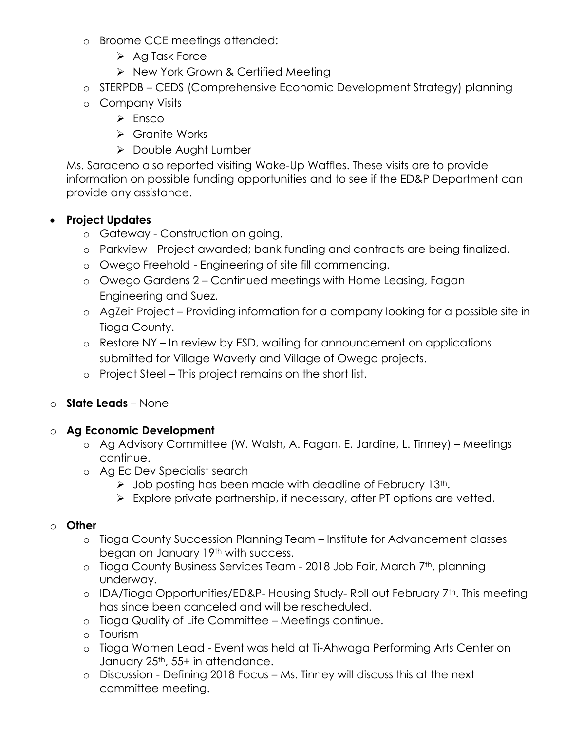- Broome CCE meetings attended:
  - Ag Task Force
  - New York Grown & Certified Meeting
- STERPDB – CEDS (Comprehensive Economic Development Strategy) planning
- Company Visits
  - Ensco
  - Granite Works
  - Double Aught Lumber

Ms. Saraceno also reported visiting Wake-Up Waffles. These visits are to provide information on possible funding opportunities and to see if the ED&P Department can provide any assistance.

- **Project Updates**
  - Gateway - Construction on going.
  - Parkview - Project awarded; bank funding and contracts are being finalized.
  - Owego Freehold - Engineering of site fill commencing.
  - Owego Gardens 2 – Continued meetings with Home Leasing, Fagan Engineering and Suez.
  - AgZeit Project – Providing information for a company looking for a possible site in Tioga County.
  - Restore NY – In review by ESD, waiting for announcement on applications submitted for Village Waverly and Village of Owego projects.
  - Project Steel – This project remains on the short list.

- **State Leads** – None

- **Ag Economic Development**
  - Ag Advisory Committee (W. Walsh, A. Fagan, E. Jardine, L. Tinney) – Meetings continue.
  - Ag Ec Dev Specialist search
    - Job posting has been made with deadline of February 13th.
    - Explore private partnership, if necessary, after PT options are vetted.

- **Other**
  - Tioga County Succession Planning Team – Institute for Advancement classes began on January 19th with success.
  - Tioga County Business Services Team - 2018 Job Fair, March 7th, planning underway.
  - IDA/Tioga Opportunities/ED&P- Housing Study- Roll out February 7th. This meeting has since been canceled and will be rescheduled.
  - Tioga Quality of Life Committee – Meetings continue.
  - Tourism
  - Tioga Women Lead - Event was held at Ti-Ahwaga Performing Arts Center on January 25th, 55+ in attendance.
  - Discussion - Defining 2018 Focus – Ms. Tinney will discuss this at the next committee meeting.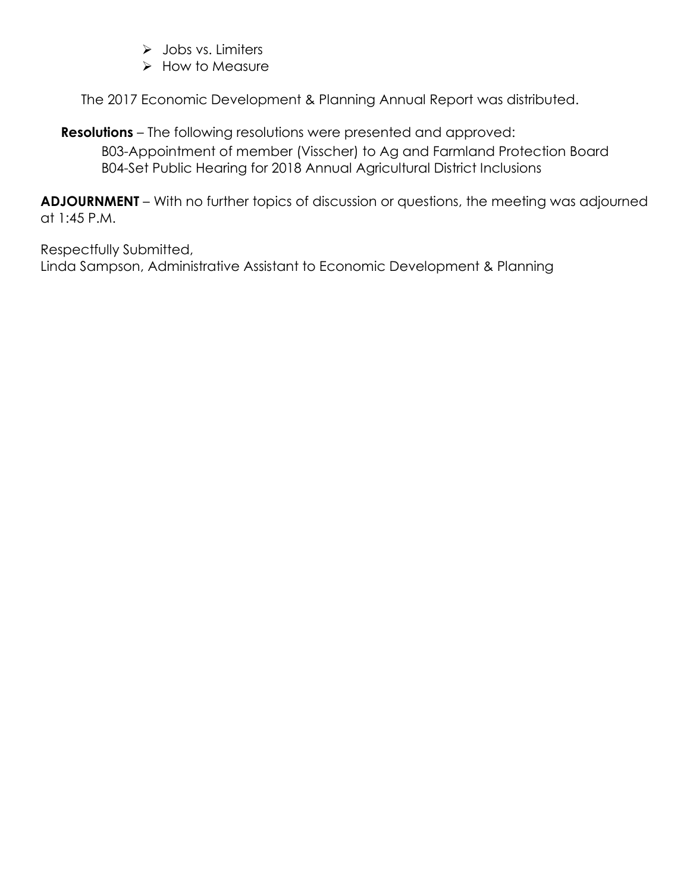- Jobs vs. Limiters
- How to Measure

The 2017 Economic Development & Planning Annual Report was distributed.

**Resolutions** – The following resolutions were presented and approved:

B03-Appointment of member (Visscher) to Ag and Farmland Protection Board
B04-Set Public Hearing for 2018 Annual Agricultural District Inclusions

**ADJOURNMENT** – With no further topics of discussion or questions, the meeting was adjourned at 1:45 P.M.

Respectfully Submitted,
Linda Sampson, Administrative Assistant to Economic Development & Planning